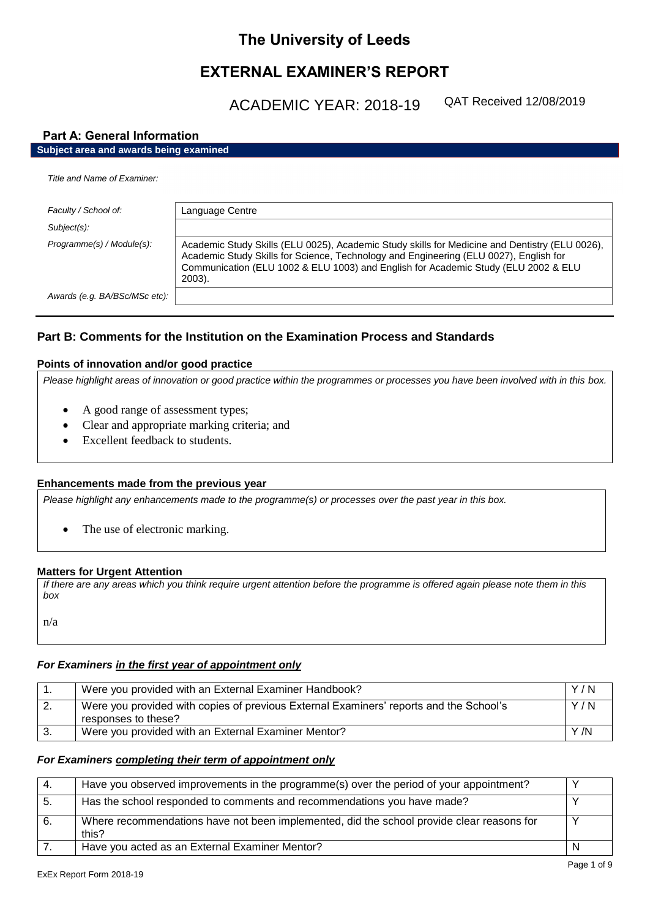# The University of Leeds

# EXTERNAL EXAMINER'S REPORT

ACADEMIC YEAR: 2018-19 QAT Received 12/08/2019

## Part A: General Information

**Subject area and awards being examined**

*Title and Name of Examiner:*

| | |
|---|---|
| *Faculty / School of:* | Language Centre |
| *Subject(s):* | |
| *Programme(s) / Module(s):* | Academic Study Skills (ELU 0025), Academic Study skills for Medicine and Dentistry (ELU 0026), Academic Study Skills for Science, Technology and Engineering (ELU 0027), English for Communication (ELU 1002 & ELU 1003) and English for Academic Study (ELU 2002 & ELU 2003). |
| *Awards (e.g. BA/BSc/MSc etc):* | |

## Part B: Comments for the Institution on the Examination Process and Standards

### Points of innovation and/or good practice

*Please highlight areas of innovation or good practice within the programmes or processes you have been involved with in this box.*

- A good range of assessment types;
- Clear and appropriate marking criteria; and
- Excellent feedback to students.

### Enhancements made from the previous year

*Please highlight any enhancements made to the programme(s) or processes over the past year in this box.*

- The use of electronic marking.

### Matters for Urgent Attention

*If there are any areas which you think require urgent attention before the programme is offered again please note them in this box*

n/a

### *For Examiners in the first year of appointment only*

| | | |
|---|---|---|
| 1. | Were you provided with an External Examiner Handbook? | Y / N |
| 2. | Were you provided with copies of previous External Examiners' reports and the School's responses to these? | Y / N |
| 3. | Were you provided with an External Examiner Mentor? | Y /N |

### *For Examiners completing their term of appointment only*

| | | |
|---|---|---|
| 4. | Have you observed improvements in the programme(s) over the period of your appointment? | Y |
| 5. | Has the school responded to comments and recommendations you have made? | Y |
| 6. | Where recommendations have not been implemented, did the school provide clear reasons for this? | Y |
| 7. | Have you acted as an External Examiner Mentor? | N |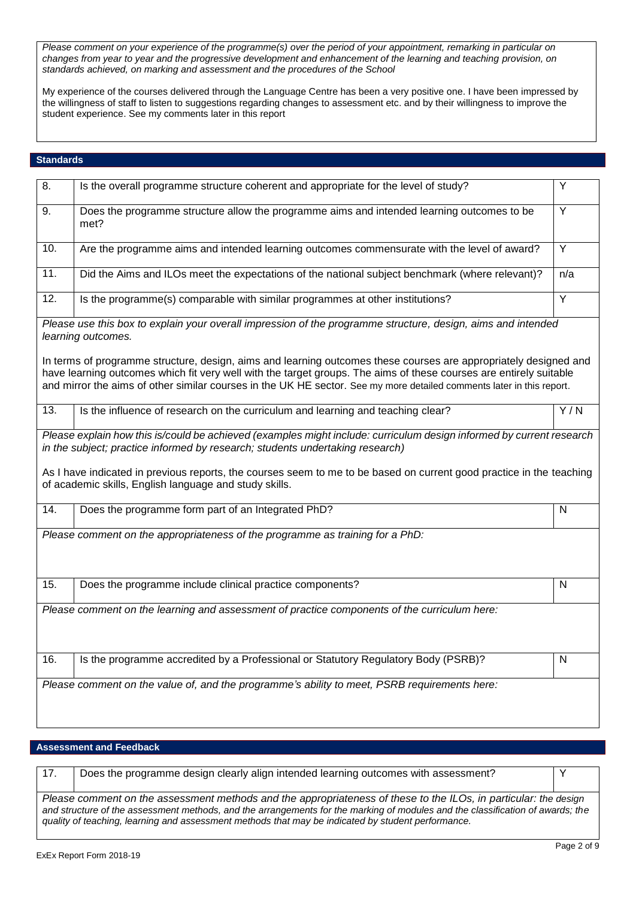*Please comment on your experience of the programme(s) over the period of your appointment, remarking in particular on changes from year to year and the progressive development and enhancement of the learning and teaching provision, on standards achieved, on marking and assessment and the procedures of the School*

My experience of the courses delivered through the Language Centre has been a very positive one. I have been impressed by the willingness of staff to listen to suggestions regarding changes to assessment etc. and by their willingness to improve the student experience. See my comments later in this report

## Standards

| | | |
|---|---|---|
| 8. | Is the overall programme structure coherent and appropriate for the level of study? | Y |
| 9. | Does the programme structure allow the programme aims and intended learning outcomes to be met? | Y |
| 10. | Are the programme aims and intended learning outcomes commensurate with the level of award? | Y |
| 11. | Did the Aims and ILOs meet the expectations of the national subject benchmark (where relevant)? | n/a |
| 12. | Is the programme(s) comparable with similar programmes at other institutions? | Y |

*Please use this box to explain your overall impression of the programme structure, design, aims and intended learning outcomes.*

In terms of programme structure, design, aims and learning outcomes these courses are appropriately designed and have learning outcomes which fit very well with the target groups. The aims of these courses are entirely suitable and mirror the aims of other similar courses in the UK HE sector. See my more detailed comments later in this report.

| | | |
|---|---|---|
| 13. | Is the influence of research on the curriculum and learning and teaching clear? | Y / N |

*Please explain how this is/could be achieved (examples might include: curriculum design informed by current research in the subject; practice informed by research; students undertaking research)*

As I have indicated in previous reports, the courses seem to me to be based on current good practice in the teaching of academic skills, English language and study skills.

| | | |
|---|---|---|
| 14. | Does the programme form part of an Integrated PhD? | N |

*Please comment on the appropriateness of the programme as training for a PhD:*

| | | |
|---|---|---|
| 15. | Does the programme include clinical practice components? | N |

*Please comment on the learning and assessment of practice components of the curriculum here:*

| | | |
|---|---|---|
| 16. | Is the programme accredited by a Professional or Statutory Regulatory Body (PSRB)? | N |

*Please comment on the value of, and the programme's ability to meet, PSRB requirements here:*

## Assessment and Feedback

| | | |
|---|---|---|
| 17. | Does the programme design clearly align intended learning outcomes with assessment? | Y |

*Please comment on the assessment methods and the appropriateness of these to the ILOs, in particular: the design and structure of the assessment methods, and the arrangements for the marking of modules and the classification of awards; the quality of teaching, learning and assessment methods that may be indicated by student performance.*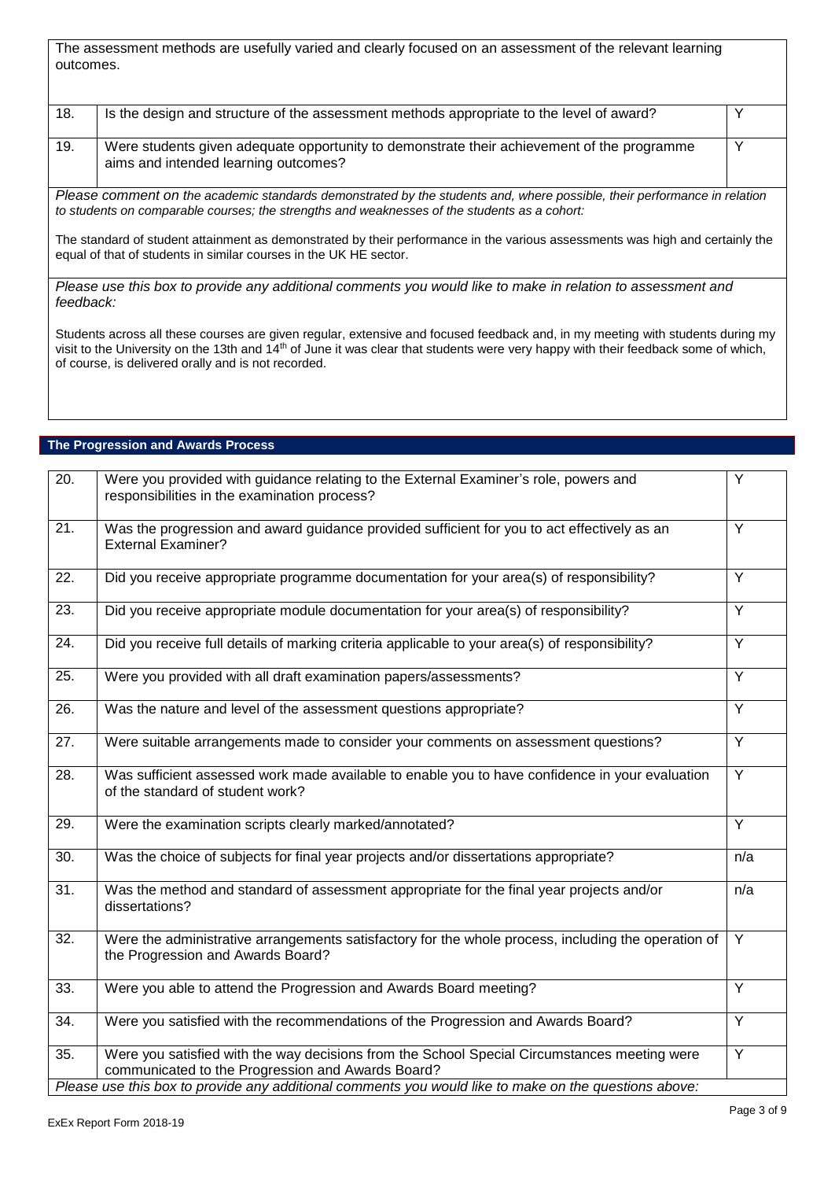The assessment methods are usefully varied and clearly focused on an assessment of the relevant learning outcomes.

| | | |
|---|---|---|
| 18. | Is the design and structure of the assessment methods appropriate to the level of award? | Y |
| 19. | Were students given adequate opportunity to demonstrate their achievement of the programme aims and intended learning outcomes? | Y |

*Please comment on the academic standards demonstrated by the students and, where possible, their performance in relation to students on comparable courses; the strengths and weaknesses of the students as a cohort:*

The standard of student attainment as demonstrated by their performance in the various assessments was high and certainly the equal of that of students in similar courses in the UK HE sector.

*Please use this box to provide any additional comments you would like to make in relation to assessment and feedback:*

Students across all these courses are given regular, extensive and focused feedback and, in my meeting with students during my visit to the University on the 13th and 14th of June it was clear that students were very happy with their feedback some of which, of course, is delivered orally and is not recorded.

## The Progression and Awards Process

| | | |
|---|---|---|
| 20. | Were you provided with guidance relating to the External Examiner's role, powers and responsibilities in the examination process? | Y |
| 21. | Was the progression and award guidance provided sufficient for you to act effectively as an External Examiner? | Y |
| 22. | Did you receive appropriate programme documentation for your area(s) of responsibility? | Y |
| 23. | Did you receive appropriate module documentation for your area(s) of responsibility? | Y |
| 24. | Did you receive full details of marking criteria applicable to your area(s) of responsibility? | Y |
| 25. | Were you provided with all draft examination papers/assessments? | Y |
| 26. | Was the nature and level of the assessment questions appropriate? | Y |
| 27. | Were suitable arrangements made to consider your comments on assessment questions? | Y |
| 28. | Was sufficient assessed work made available to enable you to have confidence in your evaluation of the standard of student work? | Y |
| 29. | Were the examination scripts clearly marked/annotated? | Y |
| 30. | Was the choice of subjects for final year projects and/or dissertations appropriate? | n/a |
| 31. | Was the method and standard of assessment appropriate for the final year projects and/or dissertations? | n/a |
| 32. | Were the administrative arrangements satisfactory for the whole process, including the operation of the Progression and Awards Board? | Y |
| 33. | Were you able to attend the Progression and Awards Board meeting? | Y |
| 34. | Were you satisfied with the recommendations of the Progression and Awards Board? | Y |
| 35. | Were you satisfied with the way decisions from the School Special Circumstances meeting were communicated to the Progression and Awards Board? | Y |

*Please use this box to provide any additional comments you would like to make on the questions above:*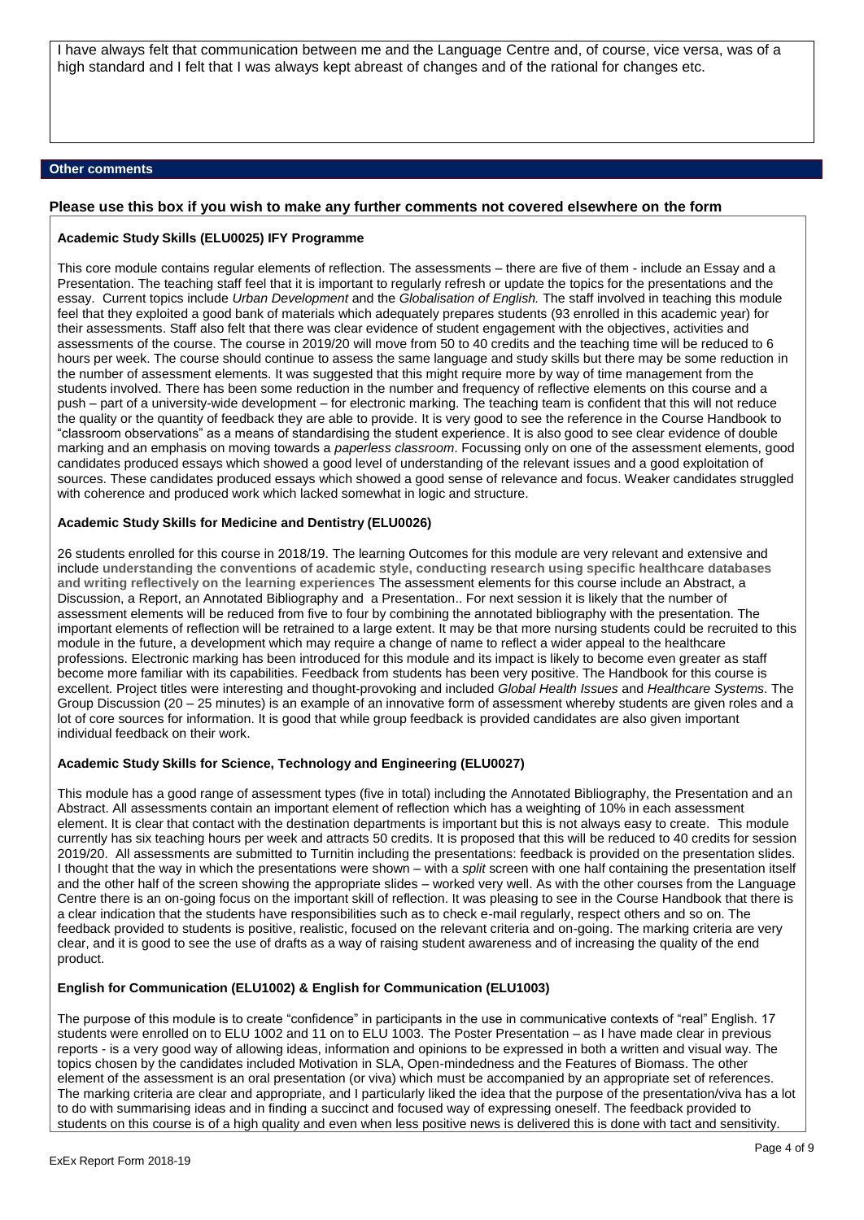I have always felt that communication between me and the Language Centre and, of course, vice versa, was of a high standard and I felt that I was always kept abreast of changes and of the rational for changes etc.

## Other comments

### Please use this box if you wish to make any further comments not covered elsewhere on the form

**Academic Study Skills (ELU0025) IFY Programme**

This core module contains regular elements of reflection. The assessments – there are five of them - include an Essay and a Presentation. The teaching staff feel that it is important to regularly refresh or update the topics for the presentations and the essay. Current topics include *Urban Development* and the *Globalisation of English.* The staff involved in teaching this module feel that they exploited a good bank of materials which adequately prepares students (93 enrolled in this academic year) for their assessments. Staff also felt that there was clear evidence of student engagement with the objectives, activities and assessments of the course. The course in 2019/20 will move from 50 to 40 credits and the teaching time will be reduced to 6 hours per week. The course should continue to assess the same language and study skills but there may be some reduction in the number of assessment elements. It was suggested that this might require more by way of time management from the students involved. There has been some reduction in the number and frequency of reflective elements on this course and a push – part of a university-wide development – for electronic marking. The teaching team is confident that this will not reduce the quality or the quantity of feedback they are able to provide. It is very good to see the reference in the Course Handbook to "classroom observations" as a means of standardising the student experience. It is also good to see clear evidence of double marking and an emphasis on moving towards a *paperless classroom*. Focussing only on one of the assessment elements, good candidates produced essays which showed a good level of understanding of the relevant issues and a good exploitation of sources. These candidates produced essays which showed a good sense of relevance and focus. Weaker candidates struggled with coherence and produced work which lacked somewhat in logic and structure.

**Academic Study Skills for Medicine and Dentistry (ELU0026)**

26 students enrolled for this course in 2018/19. The learning Outcomes for this module are very relevant and extensive and include **understanding the conventions of academic style, conducting research using specific healthcare databases and writing reflectively on the learning experiences** The assessment elements for this course include an Abstract, a Discussion, a Report, an Annotated Bibliography and a Presentation.. For next session it is likely that the number of assessment elements will be reduced from five to four by combining the annotated bibliography with the presentation. The important elements of reflection will be retrained to a large extent. It may be that more nursing students could be recruited to this module in the future, a development which may require a change of name to reflect a wider appeal to the healthcare professions. Electronic marking has been introduced for this module and its impact is likely to become even greater as staff become more familiar with its capabilities. Feedback from students has been very positive. The Handbook for this course is excellent. Project titles were interesting and thought-provoking and included *Global Health Issues* and *Healthcare Systems*. The Group Discussion (20 – 25 minutes) is an example of an innovative form of assessment whereby students are given roles and a lot of core sources for information. It is good that while group feedback is provided candidates are also given important individual feedback on their work.

**Academic Study Skills for Science, Technology and Engineering (ELU0027)**

This module has a good range of assessment types (five in total) including the Annotated Bibliography, the Presentation and an Abstract. All assessments contain an important element of reflection which has a weighting of 10% in each assessment element. It is clear that contact with the destination departments is important but this is not always easy to create. This module currently has six teaching hours per week and attracts 50 credits. It is proposed that this will be reduced to 40 credits for session 2019/20. All assessments are submitted to Turnitin including the presentations: feedback is provided on the presentation slides. I thought that the way in which the presentations were shown – with a *split* screen with one half containing the presentation itself and the other half of the screen showing the appropriate slides – worked very well. As with the other courses from the Language Centre there is an on-going focus on the important skill of reflection. It was pleasing to see in the Course Handbook that there is a clear indication that the students have responsibilities such as to check e-mail regularly, respect others and so on. The feedback provided to students is positive, realistic, focused on the relevant criteria and on-going. The marking criteria are very clear, and it is good to see the use of drafts as a way of raising student awareness and of increasing the quality of the end product.

**English for Communication (ELU1002) & English for Communication (ELU1003)**

The purpose of this module is to create "confidence" in participants in the use in communicative contexts of "real" English. 17 students were enrolled on to ELU 1002 and 11 on to ELU 1003. The Poster Presentation – as I have made clear in previous reports - is a very good way of allowing ideas, information and opinions to be expressed in both a written and visual way. The topics chosen by the candidates included Motivation in SLA, Open-mindedness and the Features of Biomass. The other element of the assessment is an oral presentation (or viva) which must be accompanied by an appropriate set of references. The marking criteria are clear and appropriate, and I particularly liked the idea that the purpose of the presentation/viva has a lot to do with summarising ideas and in finding a succinct and focused way of expressing oneself. The feedback provided to students on this course is of a high quality and even when less positive news is delivered this is done with tact and sensitivity.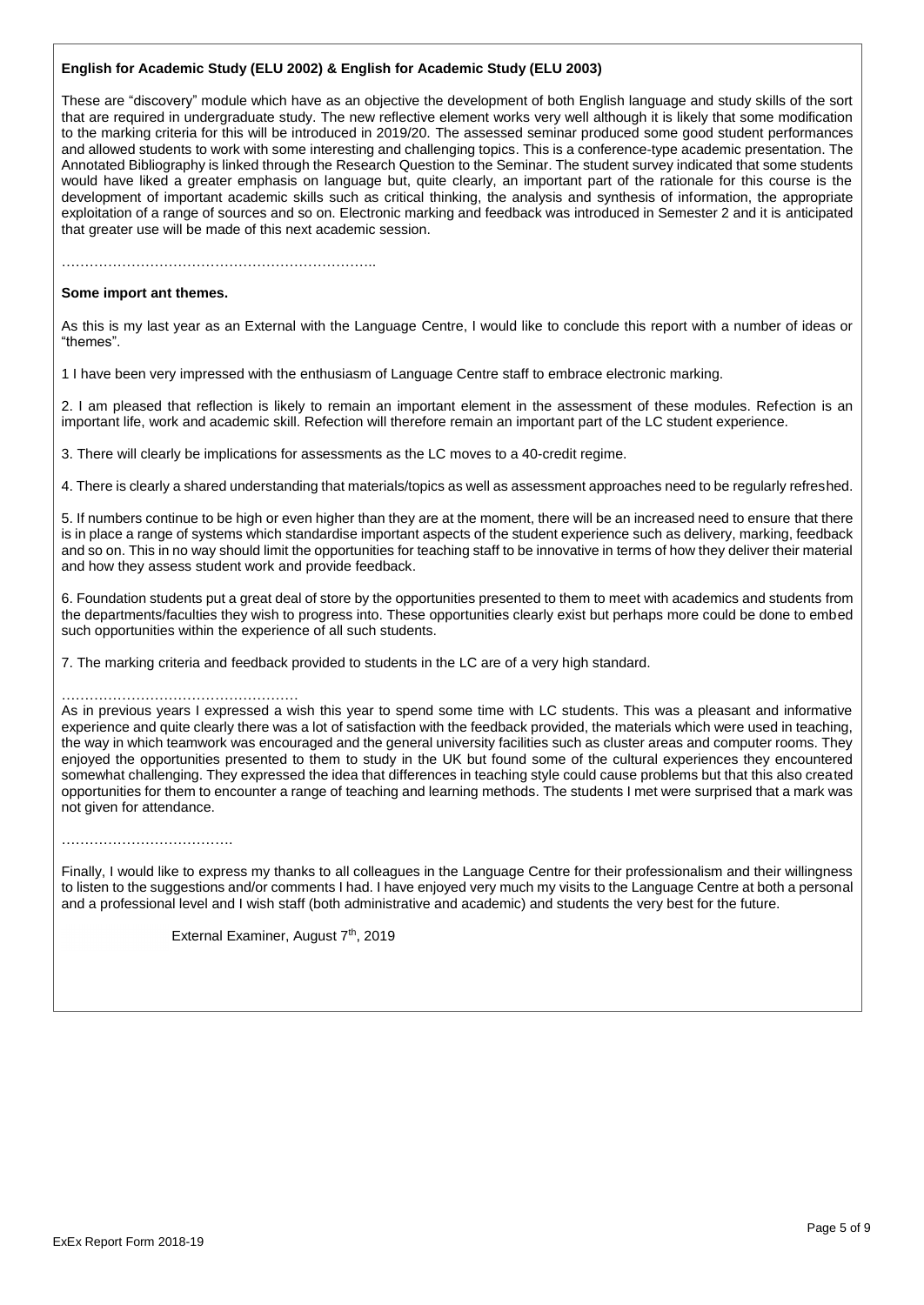**English for Academic Study (ELU 2002) & English for Academic Study (ELU 2003)**

These are "discovery" module which have as an objective the development of both English language and study skills of the sort that are required in undergraduate study. The new reflective element works very well although it is likely that some modification to the marking criteria for this will be introduced in 2019/20. The assessed seminar produced some good student performances and allowed students to work with some interesting and challenging topics. This is a conference-type academic presentation. The Annotated Bibliography is linked through the Research Question to the Seminar. The student survey indicated that some students would have liked a greater emphasis on language but, quite clearly, an important part of the rationale for this course is the development of important academic skills such as critical thinking, the analysis and synthesis of information, the appropriate exploitation of a range of sources and so on. Electronic marking and feedback was introduced in Semester 2 and it is anticipated that greater use will be made of this next academic session.

…………………………………………………………..

**Some import ant themes.**

As this is my last year as an External with the Language Centre, I would like to conclude this report with a number of ideas or "themes".

1 I have been very impressed with the enthusiasm of Language Centre staff to embrace electronic marking.

2. I am pleased that reflection is likely to remain an important element in the assessment of these modules. Refection is an important life, work and academic skill. Refection will therefore remain an important part of the LC student experience.

3. There will clearly be implications for assessments as the LC moves to a 40-credit regime.

4. There is clearly a shared understanding that materials/topics as well as assessment approaches need to be regularly refreshed.

5. If numbers continue to be high or even higher than they are at the moment, there will be an increased need to ensure that there is in place a range of systems which standardise important aspects of the student experience such as delivery, marking, feedback and so on. This in no way should limit the opportunities for teaching staff to be innovative in terms of how they deliver their material and how they assess student work and provide feedback.

6. Foundation students put a great deal of store by the opportunities presented to them to meet with academics and students from the departments/faculties they wish to progress into. These opportunities clearly exist but perhaps more could be done to embed such opportunities within the experience of all such students.

7. The marking criteria and feedback provided to students in the LC are of a very high standard.

……………………………………………

As in previous years I expressed a wish this year to spend some time with LC students. This was a pleasant and informative experience and quite clearly there was a lot of satisfaction with the feedback provided, the materials which were used in teaching, the way in which teamwork was encouraged and the general university facilities such as cluster areas and computer rooms. They enjoyed the opportunities presented to them to study in the UK but found some of the cultural experiences they encountered somewhat challenging. They expressed the idea that differences in teaching style could cause problems but that this also created opportunities for them to encounter a range of teaching and learning methods. The students I met were surprised that a mark was not given for attendance.

……………………………….

Finally, I would like to express my thanks to all colleagues in the Language Centre for their professionalism and their willingness to listen to the suggestions and/or comments I had. I have enjoyed very much my visits to the Language Centre at both a personal and a professional level and I wish staff (both administrative and academic) and students the very best for the future.

External Examiner, August 7th, 2019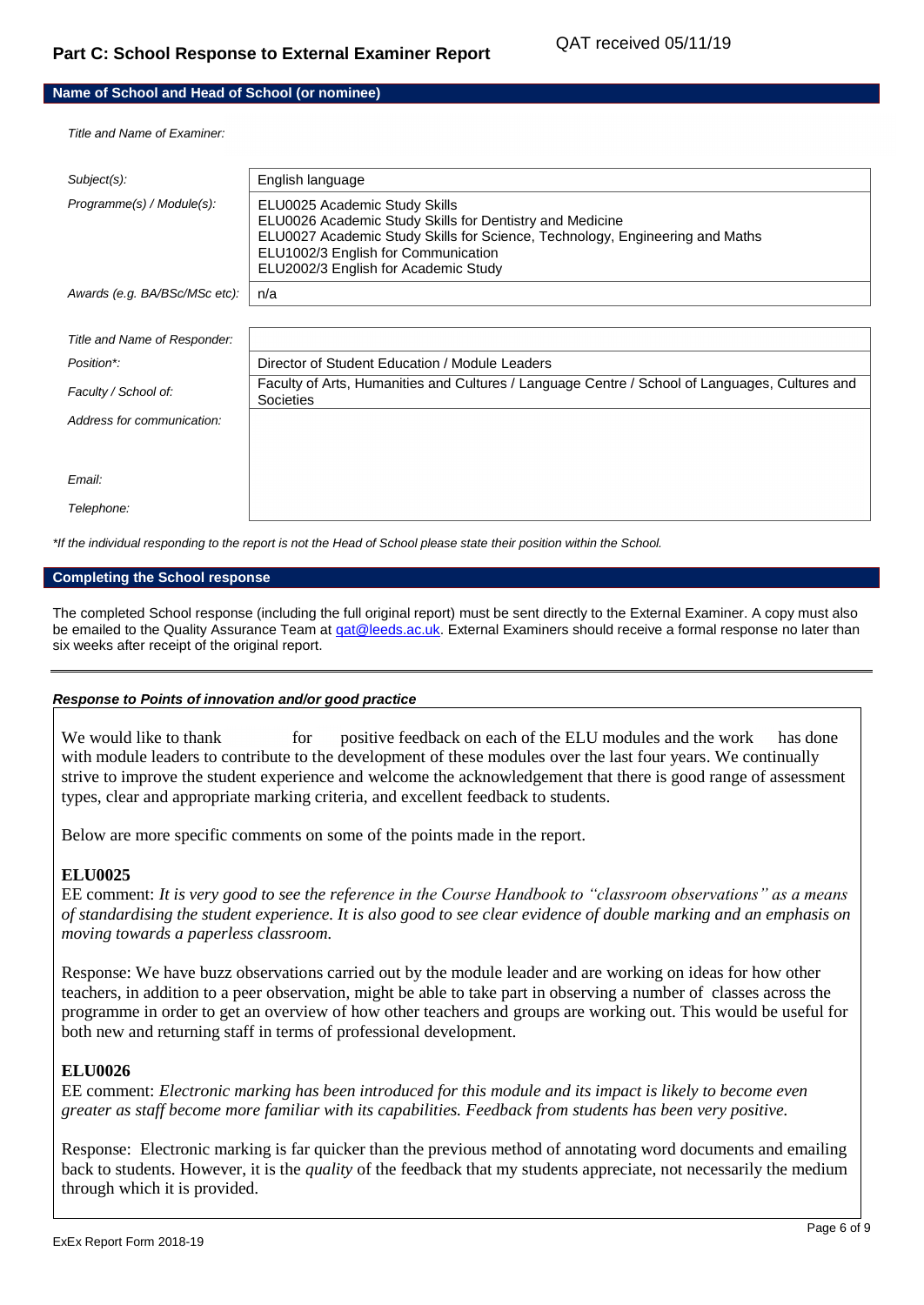## Part C: School Response to External Examiner Report

QAT received 05/11/19

### Name of School and Head of School (or nominee)

*Title and Name of Examiner:*

| | |
|---|---|
| *Subject(s):* | English language |
| *Programme(s) / Module(s):* | ELU0025 Academic Study Skills<br>ELU0026 Academic Study Skills for Dentistry and Medicine<br>ELU0027 Academic Study Skills for Science, Technology, Engineering and Maths<br>ELU1002/3 English for Communication<br>ELU2002/3 English for Academic Study |
| *Awards (e.g. BA/BSc/MSc etc):* | n/a |

| | |
|---|---|
| *Title and Name of Responder:* | |
| *Position\*:* | Director of Student Education / Module Leaders |
| *Faculty / School of:* | Faculty of Arts, Humanities and Cultures / Language Centre / School of Languages, Cultures and Societies |
| *Address for communication:* | |
| *Email:* | |
| *Telephone:* | |

*\*If the individual responding to the report is not the Head of School please state their position within the School.*

### Completing the School response

The completed School response (including the full original report) must be sent directly to the External Examiner. A copy must also be emailed to the Quality Assurance Team at qat@leeds.ac.uk. External Examiners should receive a formal response no later than six weeks after receipt of the original report.

***Response to Points of innovation and/or good practice***

We would like to thank for positive feedback on each of the ELU modules and the work has done with module leaders to contribute to the development of these modules over the last four years. We continually strive to improve the student experience and welcome the acknowledgement that there is good range of assessment types, clear and appropriate marking criteria, and excellent feedback to students.

Below are more specific comments on some of the points made in the report.

**ELU0025**

EE comment: *It is very good to see the reference in the Course Handbook to "classroom observations" as a means of standardising the student experience. It is also good to see clear evidence of double marking and an emphasis on moving towards a paperless classroom.*

Response: We have buzz observations carried out by the module leader and are working on ideas for how other teachers, in addition to a peer observation, might be able to take part in observing a number of classes across the programme in order to get an overview of how other teachers and groups are working out. This would be useful for both new and returning staff in terms of professional development.

**ELU0026**

EE comment: *Electronic marking has been introduced for this module and its impact is likely to become even greater as staff become more familiar with its capabilities. Feedback from students has been very positive.*

Response: Electronic marking is far quicker than the previous method of annotating word documents and emailing back to students. However, it is the *quality* of the feedback that my students appreciate, not necessarily the medium through which it is provided.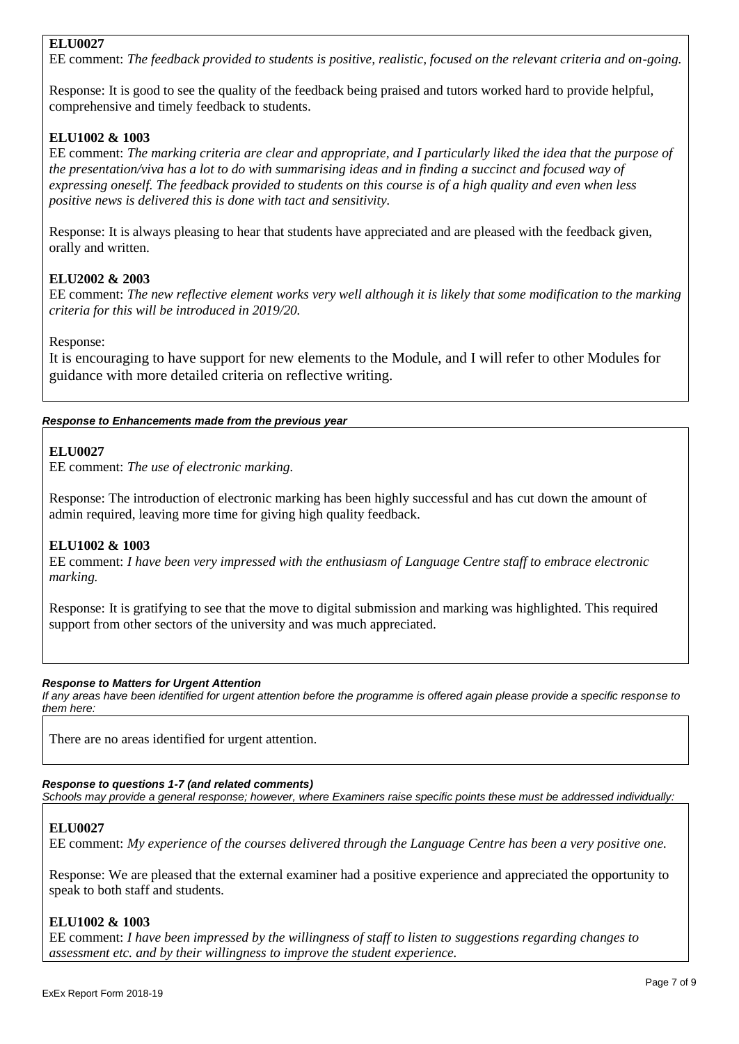**ELU0027**

EE comment: *The feedback provided to students is positive, realistic, focused on the relevant criteria and on-going.*

Response: It is good to see the quality of the feedback being praised and tutors worked hard to provide helpful, comprehensive and timely feedback to students.

**ELU1002 & 1003**

EE comment: *The marking criteria are clear and appropriate, and I particularly liked the idea that the purpose of the presentation/viva has a lot to do with summarising ideas and in finding a succinct and focused way of expressing oneself. The feedback provided to students on this course is of a high quality and even when less positive news is delivered this is done with tact and sensitivity.*

Response: It is always pleasing to hear that students have appreciated and are pleased with the feedback given, orally and written.

**ELU2002 & 2003**

EE comment: *The new reflective element works very well although it is likely that some modification to the marking criteria for this will be introduced in 2019/20.*

Response:

It is encouraging to have support for new elements to the Module, and I will refer to other Modules for guidance with more detailed criteria on reflective writing.

***Response to Enhancements made from the previous year***

**ELU0027**

EE comment: *The use of electronic marking.*

Response: The introduction of electronic marking has been highly successful and has cut down the amount of admin required, leaving more time for giving high quality feedback.

**ELU1002 & 1003**

EE comment: *I have been very impressed with the enthusiasm of Language Centre staff to embrace electronic marking.*

Response: It is gratifying to see that the move to digital submission and marking was highlighted. This required support from other sectors of the university and was much appreciated.

***Response to Matters for Urgent Attention***

*If any areas have been identified for urgent attention before the programme is offered again please provide a specific response to them here:*

There are no areas identified for urgent attention.

***Response to questions 1-7 (and related comments)***

*Schools may provide a general response; however, where Examiners raise specific points these must be addressed individually:*

**ELU0027**

EE comment: *My experience of the courses delivered through the Language Centre has been a very positive one.*

Response: We are pleased that the external examiner had a positive experience and appreciated the opportunity to speak to both staff and students.

**ELU1002 & 1003**

EE comment: *I have been impressed by the willingness of staff to listen to suggestions regarding changes to assessment etc. and by their willingness to improve the student experience.*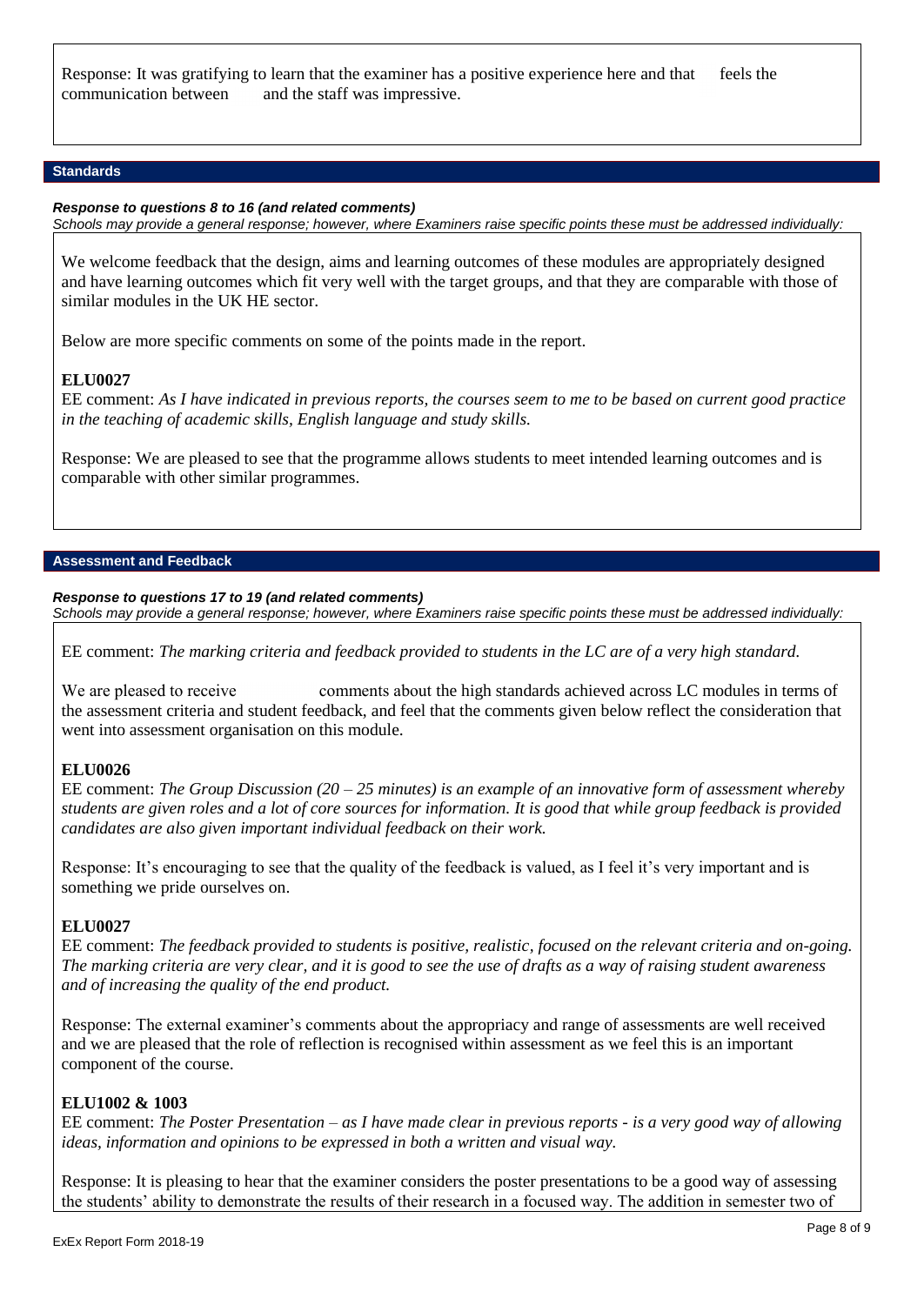Response: It was gratifying to learn that the examiner has a positive experience here and that feels the communication between and the staff was impressive.

## Standards

***Response to questions 8 to 16 (and related comments)***

*Schools may provide a general response; however, where Examiners raise specific points these must be addressed individually:*

We welcome feedback that the design, aims and learning outcomes of these modules are appropriately designed and have learning outcomes which fit very well with the target groups, and that they are comparable with those of similar modules in the UK HE sector.

Below are more specific comments on some of the points made in the report.

**ELU0027**

EE comment: *As I have indicated in previous reports, the courses seem to me to be based on current good practice in the teaching of academic skills, English language and study skills.*

Response: We are pleased to see that the programme allows students to meet intended learning outcomes and is comparable with other similar programmes.

## Assessment and Feedback

***Response to questions 17 to 19 (and related comments)***

*Schools may provide a general response; however, where Examiners raise specific points these must be addressed individually:*

EE comment: *The marking criteria and feedback provided to students in the LC are of a very high standard.*

We are pleased to receive comments about the high standards achieved across LC modules in terms of the assessment criteria and student feedback, and feel that the comments given below reflect the consideration that went into assessment organisation on this module.

**ELU0026**

EE comment: *The Group Discussion (20 – 25 minutes) is an example of an innovative form of assessment whereby students are given roles and a lot of core sources for information. It is good that while group feedback is provided candidates are also given important individual feedback on their work.*

Response: It's encouraging to see that the quality of the feedback is valued, as I feel it's very important and is something we pride ourselves on.

**ELU0027**

EE comment: *The feedback provided to students is positive, realistic, focused on the relevant criteria and on-going. The marking criteria are very clear, and it is good to see the use of drafts as a way of raising student awareness and of increasing the quality of the end product.*

Response: The external examiner's comments about the appropriacy and range of assessments are well received and we are pleased that the role of reflection is recognised within assessment as we feel this is an important component of the course.

**ELU1002 & 1003**

EE comment: *The Poster Presentation – as I have made clear in previous reports - is a very good way of allowing ideas, information and opinions to be expressed in both a written and visual way.*

Response: It is pleasing to hear that the examiner considers the poster presentations to be a good way of assessing the students' ability to demonstrate the results of their research in a focused way. The addition in semester two of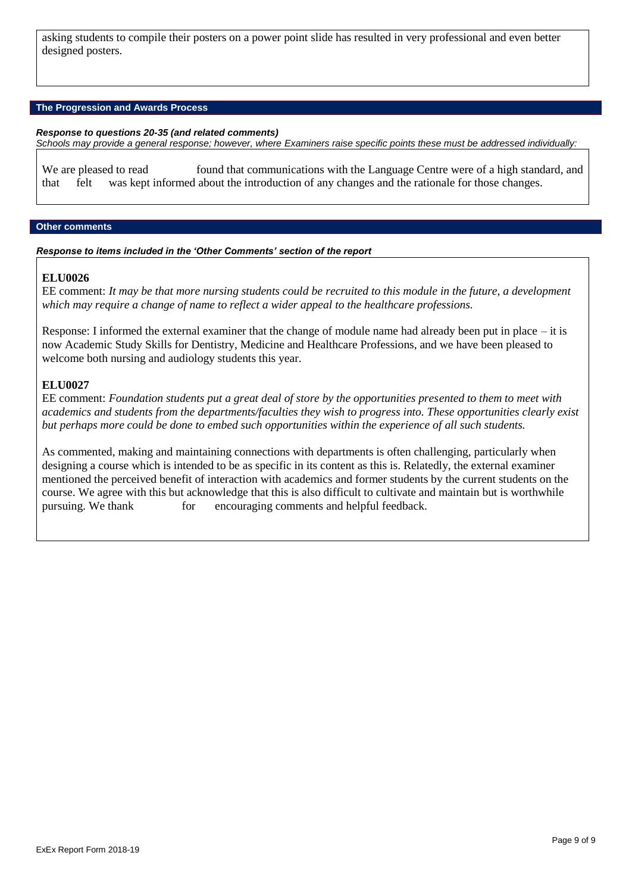asking students to compile their posters on a power point slide has resulted in very professional and even better designed posters.

## The Progression and Awards Process

***Response to questions 20-35 (and related comments)***

*Schools may provide a general response; however, where Examiners raise specific points these must be addressed individually:*

We are pleased to read found that communications with the Language Centre were of a high standard, and that felt was kept informed about the introduction of any changes and the rationale for those changes.

## Other comments

***Response to items included in the 'Other Comments' section of the report***

**ELU0026**

EE comment: *It may be that more nursing students could be recruited to this module in the future, a development which may require a change of name to reflect a wider appeal to the healthcare professions.*

Response: I informed the external examiner that the change of module name had already been put in place – it is now Academic Study Skills for Dentistry, Medicine and Healthcare Professions, and we have been pleased to welcome both nursing and audiology students this year.

**ELU0027**

EE comment: *Foundation students put a great deal of store by the opportunities presented to them to meet with academics and students from the departments/faculties they wish to progress into. These opportunities clearly exist but perhaps more could be done to embed such opportunities within the experience of all such students.*

As commented, making and maintaining connections with departments is often challenging, particularly when designing a course which is intended to be as specific in its content as this is. Relatedly, the external examiner mentioned the perceived benefit of interaction with academics and former students by the current students on the course. We agree with this but acknowledge that this is also difficult to cultivate and maintain but is worthwhile pursuing. We thank for encouraging comments and helpful feedback.